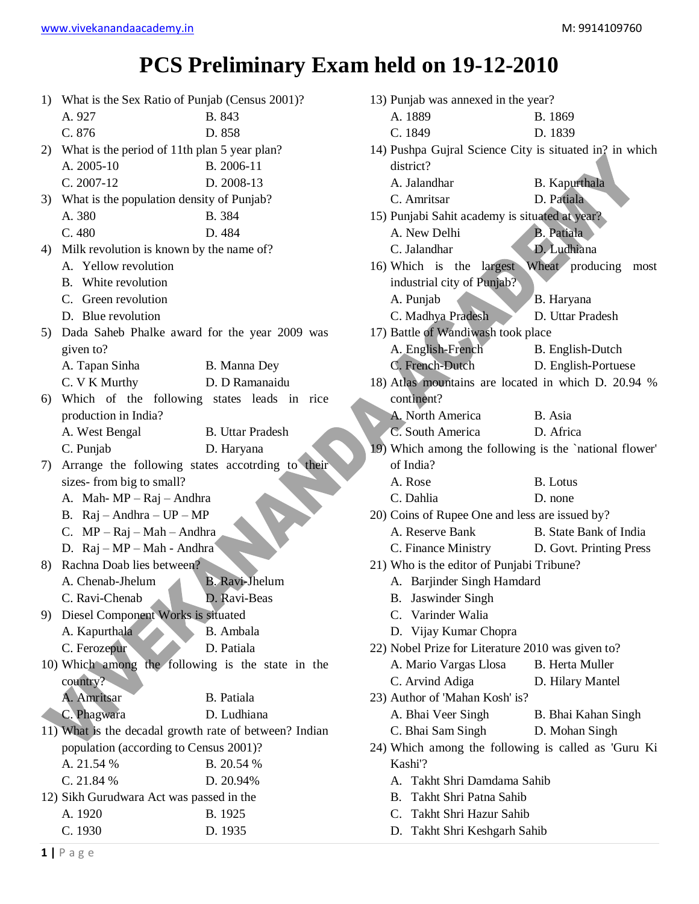# PCS Preliminary Exam held on 19-12-2010

1) What is the Sex Ratio of Punjab (Census 2001)?
   A. 927 B. 843
   C. 876 D. 858

2) What is the period of 11th plan 5 year plan?
   A. 2005-10 B. 2006-11
   C. 2007-12 D. 2008-13

3) What is the population density of Punjab?
   A. 380 B. 384
   C. 480 D. 484

4) Milk revolution is known by the name of?
   A. Yellow revolution
   B. White revolution
   C. Green revolution
   D. Blue revolution

5) Dada Saheb Phalke award for the year 2009 was given to?
   A. Tapan Sinha B. Manna Dey
   C. V K Murthy D. D Ramanaidu

6) Which of the following states leads in rice production in India?
   A. West Bengal B. Uttar Pradesh
   C. Punjab D. Haryana

7) Arrange the following states accotrding to their sizes- from big to small?
   A. Mah- MP – Raj – Andhra
   B. Raj – Andhra – UP – MP
   C. MP – Raj – Mah – Andhra
   D. Raj – MP – Mah - Andhra

8) Rachna Doab lies between?
   A. Chenab-Jhelum B. Ravi-Jhelum
   C. Ravi-Chenab D. Ravi-Beas

9) Diesel Component Works is situated
   A. Kapurthala B. Ambala
   C. Ferozepur D. Patiala

10) Which among the following is the state in the country?
    A. Amritsar B. Patiala
    C. Phagwara D. Ludhiana

11) What is the decadal growth rate of between? Indian population (according to Census 2001)?
    A. 21.54 % B. 20.54 %
    C. 21.84 % D. 20.94%

12) Sikh Gurudwara Act was passed in the
    A. 1920 B. 1925
    C. 1930 D. 1935

13) Punjab was annexed in the year?
    A. 1889 B. 1869
    C. 1849 D. 1839

14) Pushpa Gujral Science City is situated in? in which district?
    A. Jalandhar B. Kapurthala
    C. Amritsar D. Patiala

15) Punjabi Sahit academy is situated at year?
    A. New Delhi B. Patiala
    C. Jalandhar D. Ludhiana

16) Which is the largest Wheat producing most industrial city of Punjab?
    A. Punjab B. Haryana
    C. Madhya Pradesh D. Uttar Pradesh

17) Battle of Wandiwash took place
    A. English-French B. English-Dutch
    C. French-Dutch D. English-Portuese

18) Atlas mountains are located in which D. 20.94 % continent?
    A. North America B. Asia
    C. South America D. Africa

19) Which among the following is the `national flower' of India?
    A. Rose B. Lotus
    C. Dahlia D. none

20) Coins of Rupee One and less are issued by?
    A. Reserve Bank B. State Bank of India
    C. Finance Ministry D. Govt. Printing Press

21) Who is the editor of Punjabi Tribune?
    A. Barjinder Singh Hamdard
    B. Jaswinder Singh
    C. Varinder Walia
    D. Vijay Kumar Chopra

22) Nobel Prize for Literature 2010 was given to?
    A. Mario Vargas Llosa B. Herta Muller
    C. Arvind Adiga D. Hilary Mantel

23) Author of 'Mahan Kosh' is?
    A. Bhai Veer Singh B. Bhai Kahan Singh
    C. Bhai Sam Singh D. Mohan Singh

24) Which among the following is called as 'Guru Ki Kashi'?
    A. Takht Shri Damdama Sahib
    B. Takht Shri Patna Sahib
    C. Takht Shri Hazur Sahib
    D. Takht Shri Keshgarh Sahib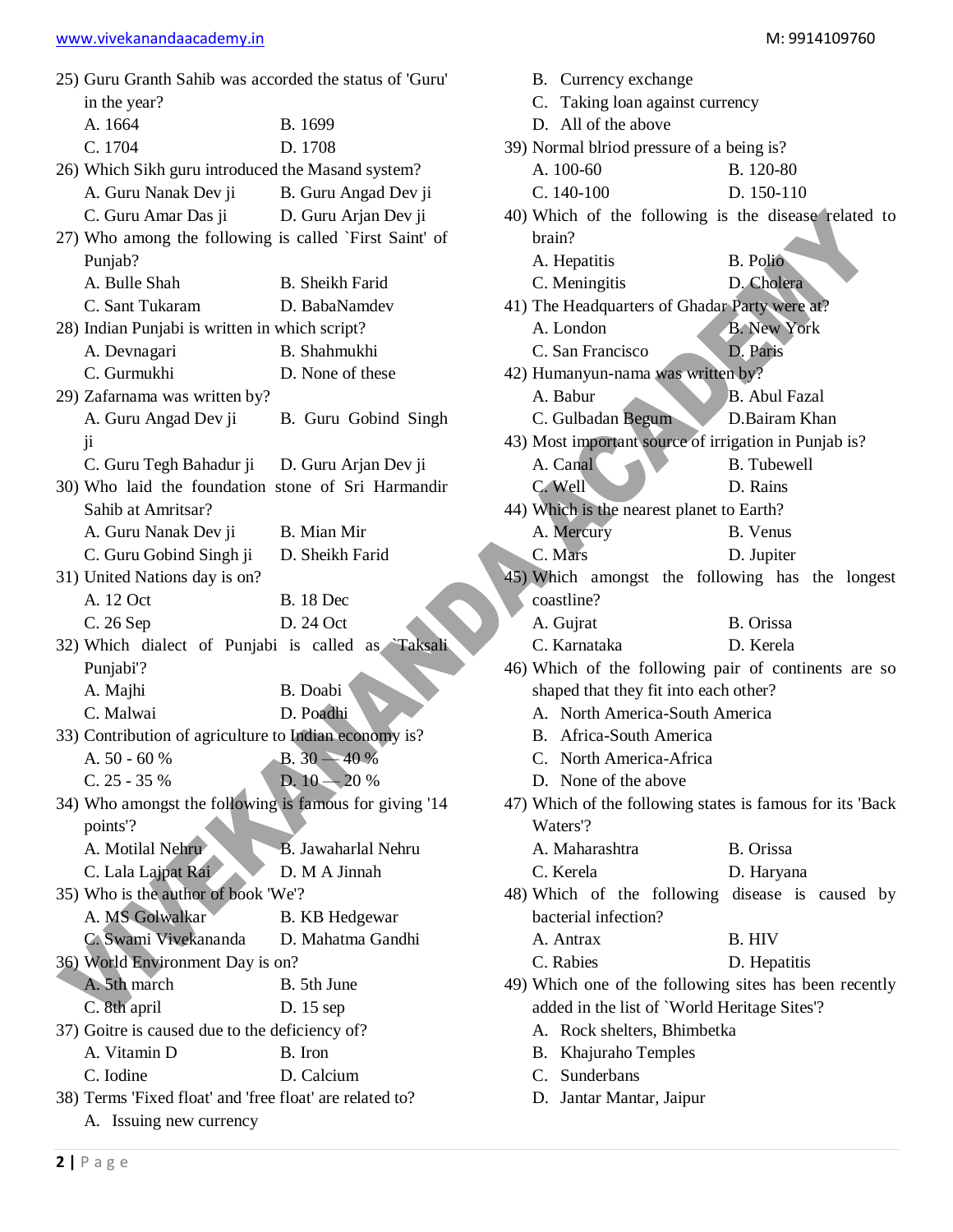25) Guru Granth Sahib was accorded the status of 'Guru' in the year?
  A. 1664  B. 1699
  C. 1704  D. 1708

26) Which Sikh guru introduced the Masand system?
  A. Guru Nanak Dev ji  B. Guru Angad Dev ji
  C. Guru Amar Das ji  D. Guru Arjan Dev ji

27) Who among the following is called `First Saint' of Punjab?
  A. Bulle Shah  B. Sheikh Farid
  C. Sant Tukaram  D. BabaNamdev

28) Indian Punjabi is written in which script?
  A. Devnagari  B. Shahmukhi
  C. Gurmukhi  D. None of these

29) Zafarnama was written by?
  A. Guru Angad Dev ji  B. Guru Gobind Singh ji
  C. Guru Tegh Bahadur ji  D. Guru Arjan Dev ji

30) Who laid the foundation stone of Sri Harmandir Sahib at Amritsar?
  A. Guru Nanak Dev ji  B. Mian Mir
  C. Guru Gobind Singh ji  D. Sheikh Farid

31) United Nations day is on?
  A. 12 Oct  B. 18 Dec
  C. 26 Sep  D. 24 Oct

32) Which dialect of Punjabi is called as `Taksali Punjabi'?
  A. Majhi  B. Doabi
  C. Malwai  D. Poadhi

33) Contribution of agriculture to Indian economy is?
  A. 50 - 60 %  B. 30 — 40 %
  C. 25 - 35 %  D. 10 — 20 %

34) Who amongst the following is famous for giving '14 points'?
  A. Motilal Nehru  B. Jawaharlal Nehru
  C. Lala Lajpat Rai  D. M A Jinnah

35) Who is the author of book 'We'?
  A. MS Golwalkar  B. KB Hedgewar
  C. Swami Vivekananda  D. Mahatma Gandhi

36) World Environment Day is on?
  A. 5th march  B. 5th June
  C. 8th april  D. 15 sep

37) Goitre is caused due to the deficiency of?
  A. Vitamin D  B. Iron
  C. Iodine  D. Calcium

38) Terms 'Fixed float' and 'free float' are related to?
  A. Issuing new currency
  B. Currency exchange
  C. Taking loan against currency
  D. All of the above

39) Normal blriod pressure of a being is?
  A. 100-60  B. 120-80
  C. 140-100  D. 150-110

40) Which of the following is the disease related to brain?
  A. Hepatitis  B. Polio
  C. Meningitis  D. Cholera

41) The Headquarters of Ghadar Party were at?
  A. London  B. New York
  C. San Francisco  D. Paris

42) Humanyun-nama was written by?
  A. Babur  B. Abul Fazal
  C. Gulbadan Begum  D. Bairam Khan

43) Most important source of irrigation in Punjab is?
  A. Canal  B. Tubewell
  C. Well  D. Rains

44) Which is the nearest planet to Earth?
  A. Mercury  B. Venus
  C. Mars  D. Jupiter

45) Which amongst the following has the longest coastline?
  A. Gujrat  B. Orissa
  C. Karnataka  D. Kerela

46) Which of the following pair of continents are so shaped that they fit into each other?
  A. North America-South America
  B. Africa-South America
  C. North America-Africa
  D. None of the above

47) Which of the following states is famous for its 'Back Waters'?
  A. Maharashtra  B. Orissa
  C. Kerela  D. Haryana

48) Which of the following disease is caused by bacterial infection?
  A. Antrax  B. HIV
  C. Rabies  D. Hepatitis

49) Which one of the following sites has been recently added in the list of `World Heritage Sites'?
  A. Rock shelters, Bhimbetka
  B. Khajuraho Temples
  C. Sunderbans
  D. Jantar Mantar, Jaipur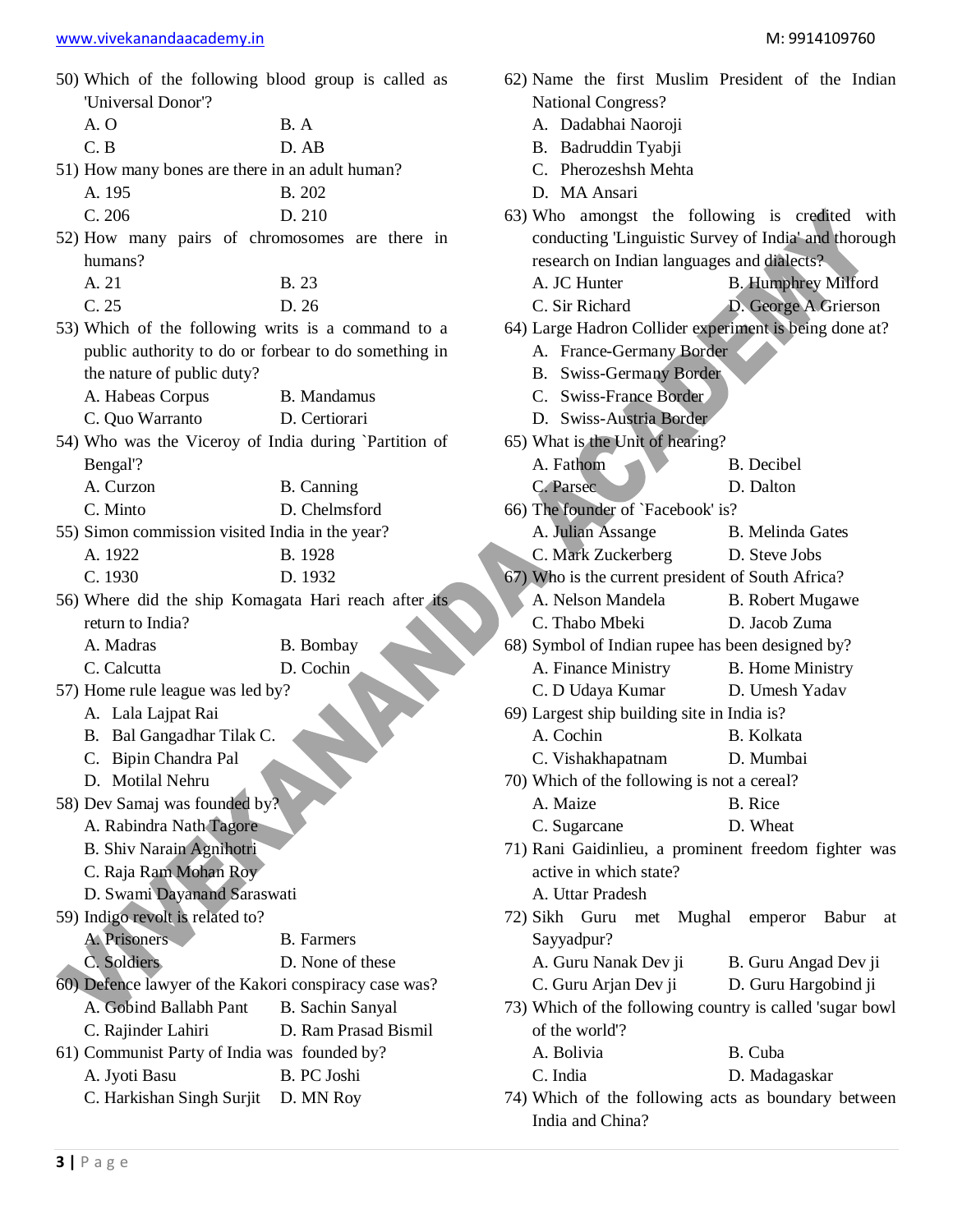50) Which of the following blood group is called as 'Universal Donor'?
   A. O  B. A
   C. B  D. AB

51) How many bones are there in an adult human?
   A. 195  B. 202
   C. 206  D. 210

52) How many pairs of chromosomes are there in humans?
   A. 21  B. 23
   C. 25  D. 26

53) Which of the following writs is a command to a public authority to do or forbear to do something in the nature of public duty?
   A. Habeas Corpus  B. Mandamus
   C. Quo Warranto  D. Certiorari

54) Who was the Viceroy of India during `Partition of Bengal'?
   A. Curzon  B. Canning
   C. Minto  D. Chelmsford

55) Simon commission visited India in the year?
   A. 1922  B. 1928
   C. 1930  D. 1932

56) Where did the ship Komagata Hari reach after its return to India?
   A. Madras  B. Bombay
   C. Calcutta  D. Cochin

57) Home rule league was led by?
   A. Lala Lajpat Rai
   B. Bal Gangadhar Tilak C.
   C. Bipin Chandra Pal
   D. Motilal Nehru

58) Dev Samaj was founded by?
   A. Rabindra Nath Tagore
   B. Shiv Narain Agnihotri
   C. Raja Ram Mohan Roy
   D. Swami Dayanand Saraswati

59) Indigo revolt is related to?
   A. Prisoners  B. Farmers
   C. Soldiers  D. None of these

60) Defence lawyer of the Kakori conspiracy case was?
   A. Gobind Ballabh Pant  B. Sachin Sanyal
   C. Rajinder Lahiri  D. Ram Prasad Bismil

61) Communist Party of India was founded by?
   A. Jyoti Basu  B. PC Joshi
   C. Harkishan Singh Surjit  D. MN Roy

62) Name the first Muslim President of the Indian National Congress?
   A. Dadabhai Naoroji
   B. Badruddin Tyabji
   C. Pherozeshsh Mehta
   D. MA Ansari

63) Who amongst the following is credited with conducting 'Linguistic Survey of India' and thorough research on Indian languages and dialects?
   A. JC Hunter  B. Humphrey Milford
   C. Sir Richard  D. George A Grierson

64) Large Hadron Collider experiment is being done at?
   A. France-Germany Border
   B. Swiss-Germany Border
   C. Swiss-France Border
   D. Swiss-Austria Border

65) What is the Unit of hearing?
   A. Fathom  B. Decibel
   C. Parsec  D. Dalton

66) The founder of `Facebook' is?
   A. Julian Assange  B. Melinda Gates
   C. Mark Zuckerberg  D. Steve Jobs

67) Who is the current president of South Africa?
   A. Nelson Mandela  B. Robert Mugawe
   C. Thabo Mbeki  D. Jacob Zuma

68) Symbol of Indian rupee has been designed by?
   A. Finance Ministry  B. Home Ministry
   C. D Udaya Kumar  D. Umesh Yadav

69) Largest ship building site in India is?
   A. Cochin  B. Kolkata
   C. Vishakhapatnam  D. Mumbai

70) Which of the following is not a cereal?
   A. Maize  B. Rice
   C. Sugarcane  D. Wheat

71) Rani Gaidinlieu, a prominent freedom fighter was active in which state?
   A. Uttar Pradesh

72) Sikh Guru met Mughal emperor Babur at Sayyadpur?
   A. Guru Nanak Dev ji  B. Guru Angad Dev ji
   C. Guru Arjan Dev ji  D. Guru Hargobind ji

73) Which of the following country is called 'sugar bowl of the world'?
   A. Bolivia  B. Cuba
   C. India  D. Madagaskar

74) Which of the following acts as boundary between India and China?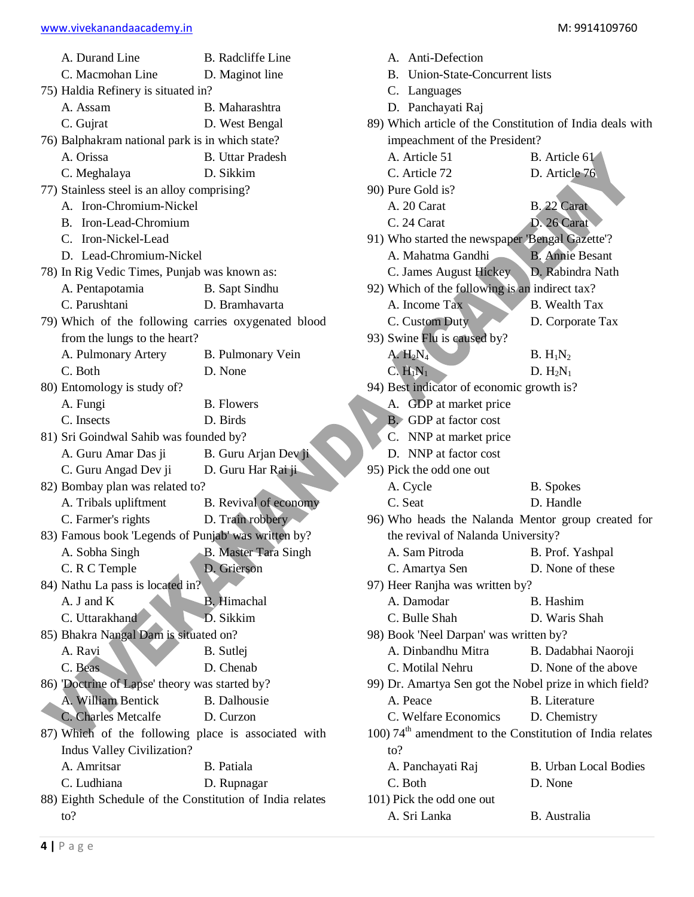A. Durand Line B. Radcliffe Line
C. Macmohan Line D. Maginot line

75) Haldia Refinery is situated in?
A. Assam B. Maharashtra
C. Gujrat D. West Bengal

76) Balphakram national park is in which state?
A. Orissa B. Uttar Pradesh
C. Meghalaya D. Sikkim

77) Stainless steel is an alloy comprising?
A. Iron-Chromium-Nickel
B. Iron-Lead-Chromium
C. Iron-Nickel-Lead
D. Lead-Chromium-Nickel

78) In Rig Vedic Times, Punjab was known as:
A. Pentapotamia B. Sapt Sindhu
C. Parushtani D. Bramhavarta

79) Which of the following carries oxygenated blood from the lungs to the heart?
A. Pulmonary Artery B. Pulmonary Vein
C. Both D. None

80) Entomology is study of?
A. Fungi B. Flowers
C. Insects D. Birds

81) Sri Goindwal Sahib was founded by?
A. Guru Amar Das ji B. Guru Arjan Dev ji
C. Guru Angad Dev ji D. Guru Har Rai ji

82) Bombay plan was related to?
A. Tribals upliftment B. Revival of economy
C. Farmer's rights D. Train robbery

83) Famous book 'Legends of Punjab' was written by?
A. Sobha Singh B. Master Tara Singh
C. R C Temple D. Grierson

84) Nathu La pass is located in?
A. J and K B. Himachal
C. Uttarakhand D. Sikkim

85) Bhakra Nangal Dam is situated on?
A. Ravi B. Sutlej
C. Beas D. Chenab

86) 'Doctrine of Lapse' theory was started by?
A. William Bentick B. Dalhousie
C. Charles Metcalfe D. Curzon

87) Which of the following place is associated with Indus Valley Civilization?
A. Amritsar B. Patiala
C. Ludhiana D. Rupnagar

88) Eighth Schedule of the Constitution of India relates to?
A. Anti-Defection
B. Union-State-Concurrent lists
C. Languages
D. Panchayati Raj

89) Which article of the Constitution of India deals with impeachment of the President?
A. Article 51 B. Article 61
C. Article 72 D. Article 76

90) Pure Gold is?
A. 20 Carat B. 22 Carat
C. 24 Carat D. 26 Carat

91) Who started the newspaper 'Bengal Gazette'?
A. Mahatma Gandhi B. Annie Besant
C. James August Hickey D. Rabindra Nath

92) Which of the following is an indirect tax?
A. Income Tax B. Wealth Tax
C. Custom Duty D. Corporate Tax

93) Swine Flu is caused by?
A. $H_2N_4$ B. $H_1N_2$
C. $H_1N_1$ D. $H_2N_1$

94) Best indicator of economic growth is?
A. GDP at market price
B. GDP at factor cost
C. NNP at market price
D. NNP at factor cost

95) Pick the odd one out
A. Cycle B. Spokes
C. Seat D. Handle

96) Who heads the Nalanda Mentor group created for the revival of Nalanda University?
A. Sam Pitroda B. Prof. Yashpal
C. Amartya Sen D. None of these

97) Heer Ranjha was written by?
A. Damodar B. Hashim
C. Bulle Shah D. Waris Shah

98) Book 'Neel Darpan' was written by?
A. Dinbandhu Mitra B. Dadabhai Naoroji
C. Motilal Nehru D. None of the above

99) Dr. Amartya Sen got the Nobel prize in which field?
A. Peace B. Literature
C. Welfare Economics D. Chemistry

100) 74th amendment to the Constitution of India relates to?
A. Panchayati Raj B. Urban Local Bodies
C. Both D. None

101) Pick the odd one out
A. Sri Lanka B. Australia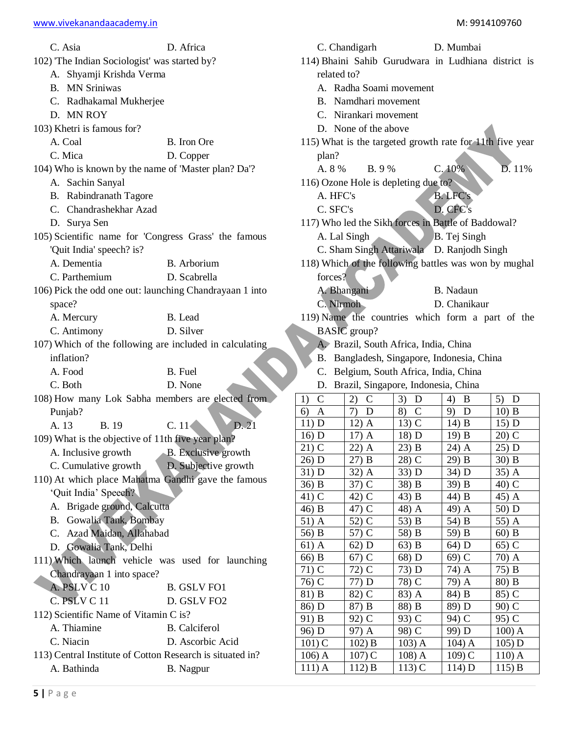C. Asia D. Africa

102) 'The Indian Sociologist' was started by?
   A. Shyamji Krishda Verma
   B. MN Sriniwas
   C. Radhakamal Mukherjee
   D. MN ROY

103) Khetri is famous for?
   A. Coal B. Iron Ore
   C. Mica D. Copper

104) Who is known by the name of 'Master plan? Da'?
   A. Sachin Sanyal
   B. Rabindranath Tagore
   C. Chandrashekhar Azad
   D. Surya Sen

105) Scientific name for 'Congress Grass' the famous 'Quit India' speech? is?
   A. Dementia B. Arborium
   C. Parthemium D. Scabrella

106) Pick the odd one out: launching Chandrayaan 1 into space?
   A. Mercury B. Lead
   C. Antimony D. Silver

107) Which of the following are included in calculating inflation?
   A. Food B. Fuel
   C. Both D. None

108) How many Lok Sabha members are elected from Punjab?
   A. 13 B. 19 C. 11 D. 21

109) What is the objective of 11th five year plan?
   A. Inclusive growth B. Exclusive growth
   C. Cumulative growth D. Subjective growth

110) At which place Mahatma Gandhi gave the famous 'Quit India' Speech?
   A. Brigade ground, Calcutta
   B. Gowalia Tank, Bombay
   C. Azad Maidan, Allahabad
   D. Gowalia Tank, Delhi

111) Which launch vehicle was used for launching Chandrayaan 1 into space?
   A. PSLV C 10 B. GSLV FO1
   C. PSLV C 11 D. GSLV FO2

112) Scientific Name of Vitamin C is?
   A. Thiamine B. Calciferol
   C. Niacin D. Ascorbic Acid

113) Central Institute of Cotton Research is situated in?
   A. Bathinda B. Nagpur
   C. Chandigarh D. Mumbai

114) Bhaini Sahib Gurudwara in Ludhiana district is related to?
   A. Radha Soami movement
   B. Namdhari movement
   C. Nirankari movement
   D. None of the above

115) What is the targeted growth rate for 11th five year plan?
   A. 8 % B. 9 % C. 10% D. 11%

116) Ozone Hole is depleting due to?
   A. HFC's B. LFC's
   C. SFC's D. CFC's

117) Who led the Sikh forces in Battle of Baddowal?
   A. Lal Singh B. Tej Singh
   C. Sham Singh Attariwala D. Ranjodh Singh

118) Which of the following battles was won by mughal forces?
   A. Bhangani B. Nadaun
   C. Nirmoh D. Chanikaur

119) Name the countries which form a part of the BASIC group?
   A. Brazil, South Africa, India, China
   B. Bangladesh, Singapore, Indonesia, China
   C. Belgium, South Africa, India, China
   D. Brazil, Singapore, Indonesia, China

| | | | | |
|---|---|---|---|---|
| 1) C | 2) C | 3) D | 4) B | 5) D |
| 6) A | 7) D | 8) C | 9) D | 10) B |
| 11) D | 12) A | 13) C | 14) B | 15) D |
| 16) D | 17) A | 18) D | 19) B | 20) C |
| 21) C | 22) A | 23) B | 24) A | 25) D |
| 26) D | 27) B | 28) C | 29) B | 30) B |
| 31) D | 32) A | 33) D | 34) D | 35) A |
| 36) B | 37) C | 38) B | 39) B | 40) C |
| 41) C | 42) C | 43) B | 44) B | 45) A |
| 46) B | 47) C | 48) A | 49) A | 50) D |
| 51) A | 52) C | 53) B | 54) B | 55) A |
| 56) B | 57) C | 58) B | 59) B | 60) B |
| 61) A | 62) D | 63) B | 64) D | 65) C |
| 66) B | 67) C | 68) D | 69) C | 70) A |
| 71) C | 72) C | 73) D | 74) A | 75) B |
| 76) C | 77) D | 78) C | 79) A | 80) B |
| 81) B | 82) C | 83) A | 84) B | 85) C |
| 86) D | 87) B | 88) B | 89) D | 90) C |
| 91) B | 92) C | 93) C | 94) C | 95) C |
| 96) D | 97) A | 98) C | 99) D | 100) A |
| 101) C | 102) B | 103) A | 104) A | 105) D |
| 106) A | 107) C | 108) A | 109) C | 110) A |
| 111) A | 112) B | 113) C | 114) D | 115) B |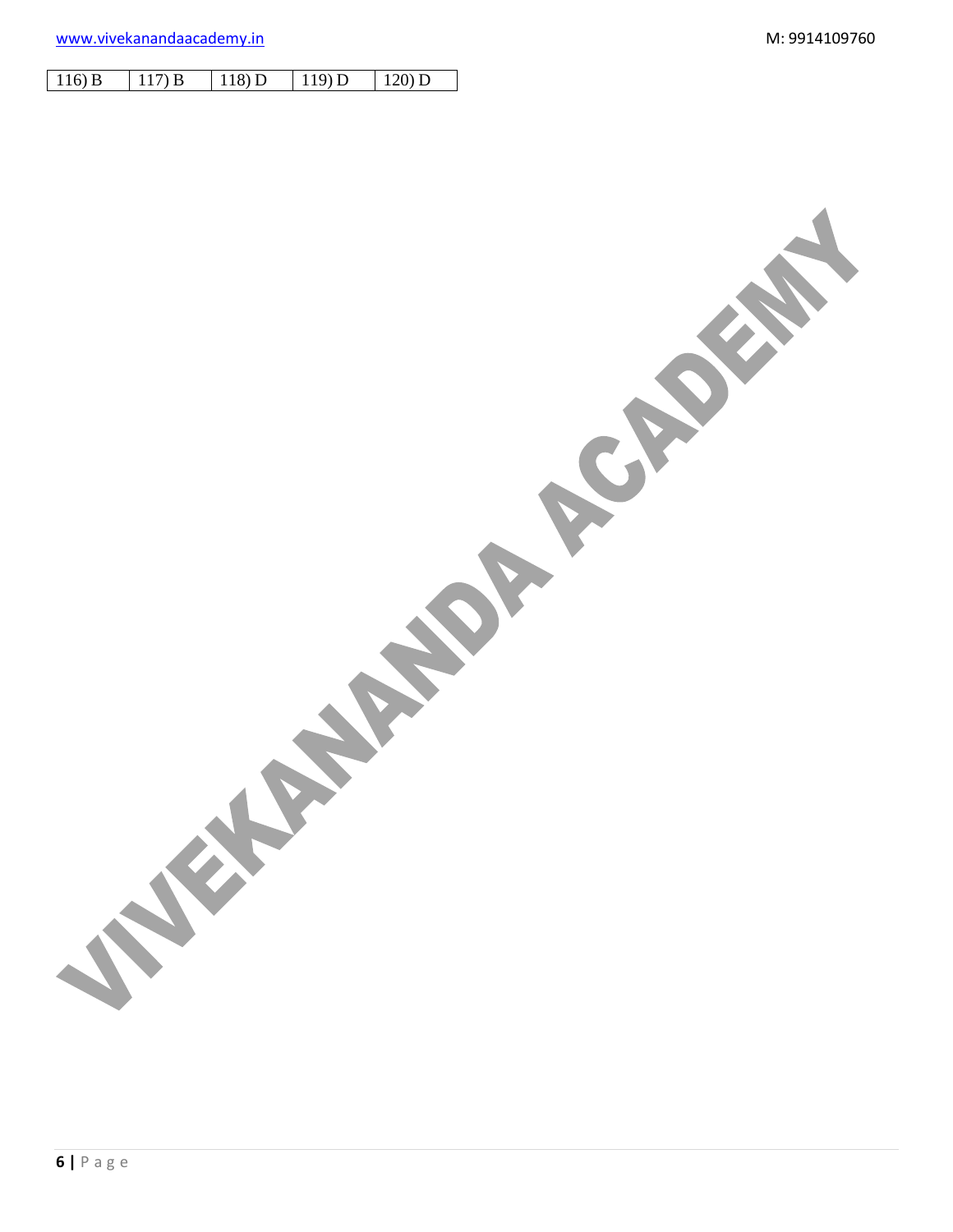| | | | | |
|---|---|---|---|---|
| 116) B | 117) B | 118) D | 119) D | 120) D |